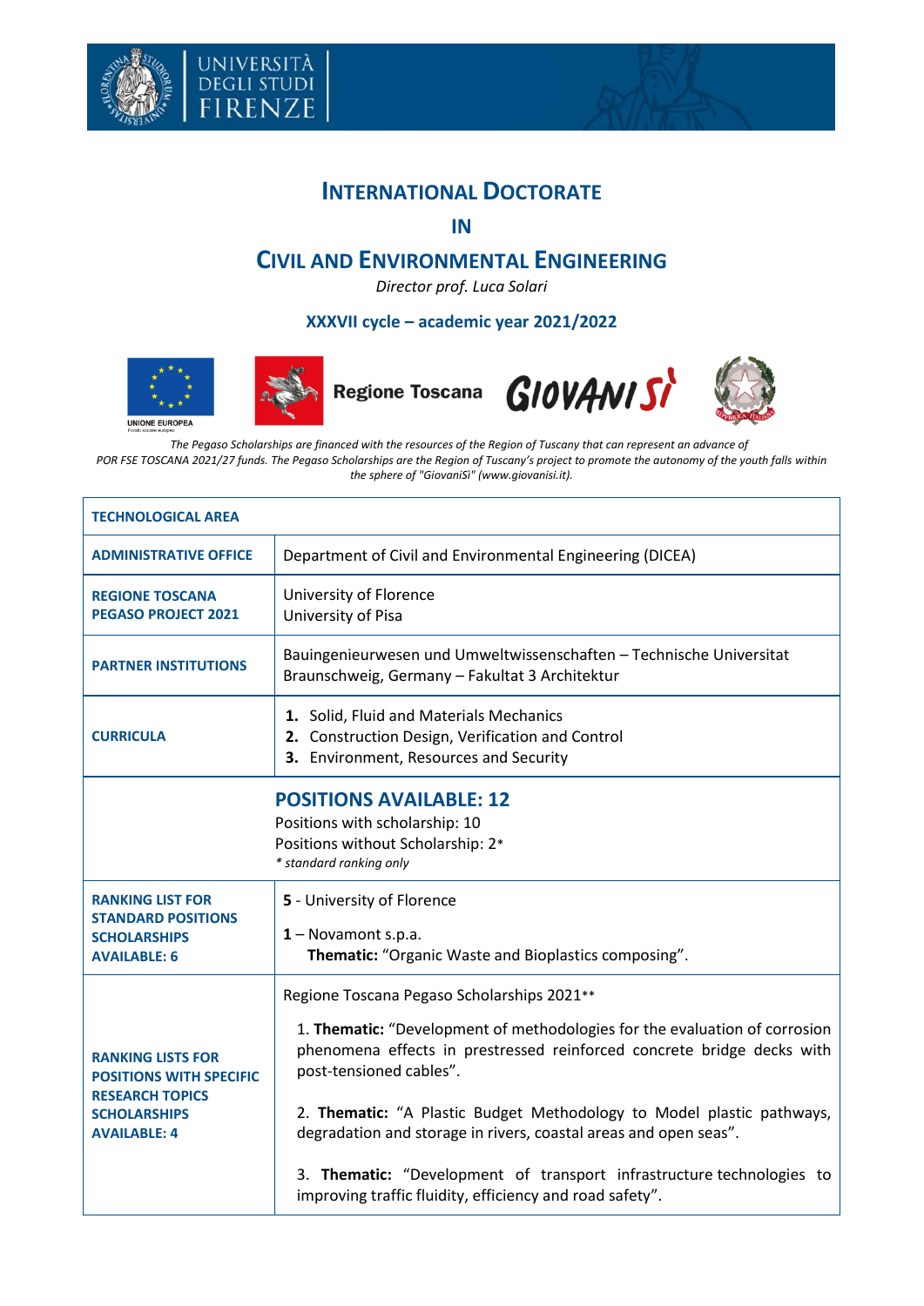UNIVERSITÀ DEGLI STUDI FIRENZE

# International Doctorate

## in

# Civil and Environmental Engineering

*Director prof. Luca Solari*

### XXXVII cycle – academic year 2021/2022

UNIONE EUROPEA — Regione Toscana — GIOVANISÌ

*The Pegaso Scholarships are financed with the resources of the Region of Tuscany that can represent an advance of POR FSE TOSCANA 2021/27 funds. The Pegaso Scholarships are the Region of Tuscany's project to promote the autonomy of the youth falls within the sphere of "GiovaniSì" (www.giovanisi.it).*

| **TECHNOLOGICAL AREA** | |
|---|---|
| **ADMINISTRATIVE OFFICE** | Department of Civil and Environmental Engineering (DICEA) |
| **REGIONE TOSCANA PEGASO PROJECT 2021** | University of Florence<br>University of Pisa |
| **PARTNER INSTITUTIONS** | Bauingenieurwesen und Umweltwissenschaften – Technische Universitat Braunschweig, Germany – Fakultat 3 Architektur |
| **CURRICULA** | **1.** Solid, Fluid and Materials Mechanics<br>**2.** Construction Design, Verification and Control<br>**3.** Environment, Resources and Security |
| | **POSITIONS AVAILABLE: 12**<br>Positions with scholarship: 10<br>Positions without Scholarship: 2*<br>*\* standard ranking only* |
| **RANKING LIST FOR STANDARD POSITIONS SCHOLARSHIPS AVAILABLE: 6** | **5** - University of Florence<br>**1** – Novamont s.p.a.<br>**Thematic:** "Organic Waste and Bioplastics composing". |
| **RANKING LISTS FOR POSITIONS WITH SPECIFIC RESEARCH TOPICS SCHOLARSHIPS AVAILABLE: 4** | Regione Toscana Pegaso Scholarships 2021**<br>1. **Thematic:** "Development of methodologies for the evaluation of corrosion phenomena effects in prestressed reinforced concrete bridge decks with post-tensioned cables".<br>2. **Thematic:** "A Plastic Budget Methodology to Model plastic pathways, degradation and storage in rivers, coastal areas and open seas".<br>3. **Thematic:** "Development of transport infrastructure technologies to improving traffic fluidity, efficiency and road safety". |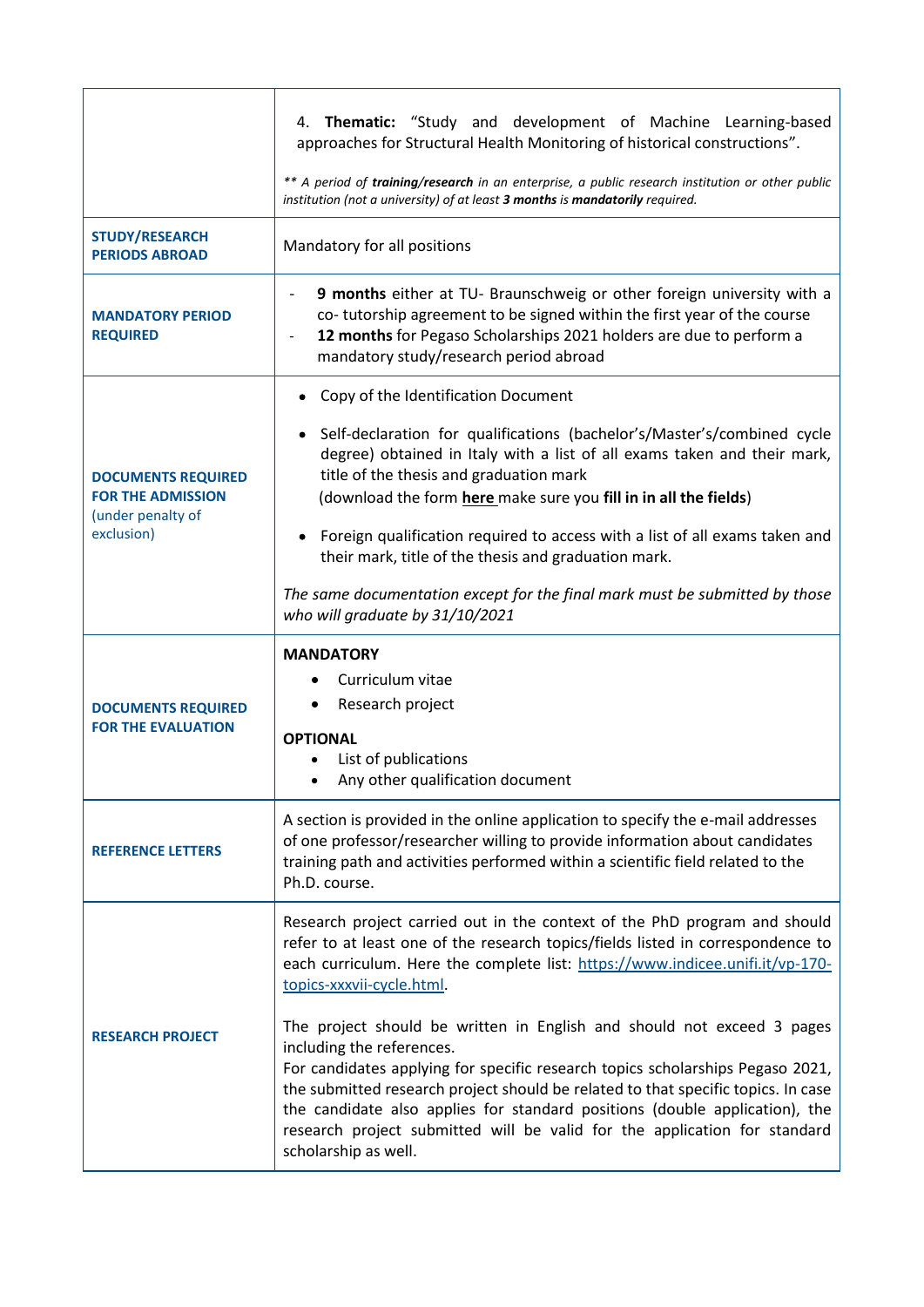| | |
|---|---|
| | 4. **Thematic:** "Study and development of Machine Learning-based approaches for Structural Health Monitoring of historical constructions".<br><br>*\*\* A period of **training/research** in an enterprise, a public research institution or other public institution (not a university) of at least **3 months** is **mandatorily** required.* |
| **STUDY/RESEARCH PERIODS ABROAD** | Mandatory for all positions |
| **MANDATORY PERIOD REQUIRED** | - **9 months** either at TU- Braunschweig or other foreign university with a co- tutorship agreement to be signed within the first year of the course<br>- **12 months** for Pegaso Scholarships 2021 holders are due to perform a mandatory study/research period abroad |
| **DOCUMENTS REQUIRED FOR THE ADMISSION** (under penalty of exclusion) | • Copy of the Identification Document<br><br>• Self-declaration for qualifications (bachelor's/Master's/combined cycle degree) obtained in Italy with a list of all exams taken and their mark, title of the thesis and graduation mark (download the form **here** make sure you **fill in in all the fields**)<br><br>• Foreign qualification required to access with a list of all exams taken and their mark, title of the thesis and graduation mark.<br><br>*The same documentation except for the final mark must be submitted by those who will graduate by 31/10/2021* |
| **DOCUMENTS REQUIRED FOR THE EVALUATION** | **MANDATORY**<br>• Curriculum vitae<br>• Research project<br><br>**OPTIONAL**<br>• List of publications<br>• Any other qualification document |
| **REFERENCE LETTERS** | A section is provided in the online application to specify the e-mail addresses of one professor/researcher willing to provide information about candidates training path and activities performed within a scientific field related to the Ph.D. course. |
| **RESEARCH PROJECT** | Research project carried out in the context of the PhD program and should refer to at least one of the research topics/fields listed in correspondence to each curriculum. Here the complete list: https://www.indicee.unifi.it/vp-170-topics-xxxvii-cycle.html.<br><br>The project should be written in English and should not exceed 3 pages including the references.<br>For candidates applying for specific research topics scholarships Pegaso 2021, the submitted research project should be related to that specific topics. In case the candidate also applies for standard positions (double application), the research project submitted will be valid for the application for standard scholarship as well. |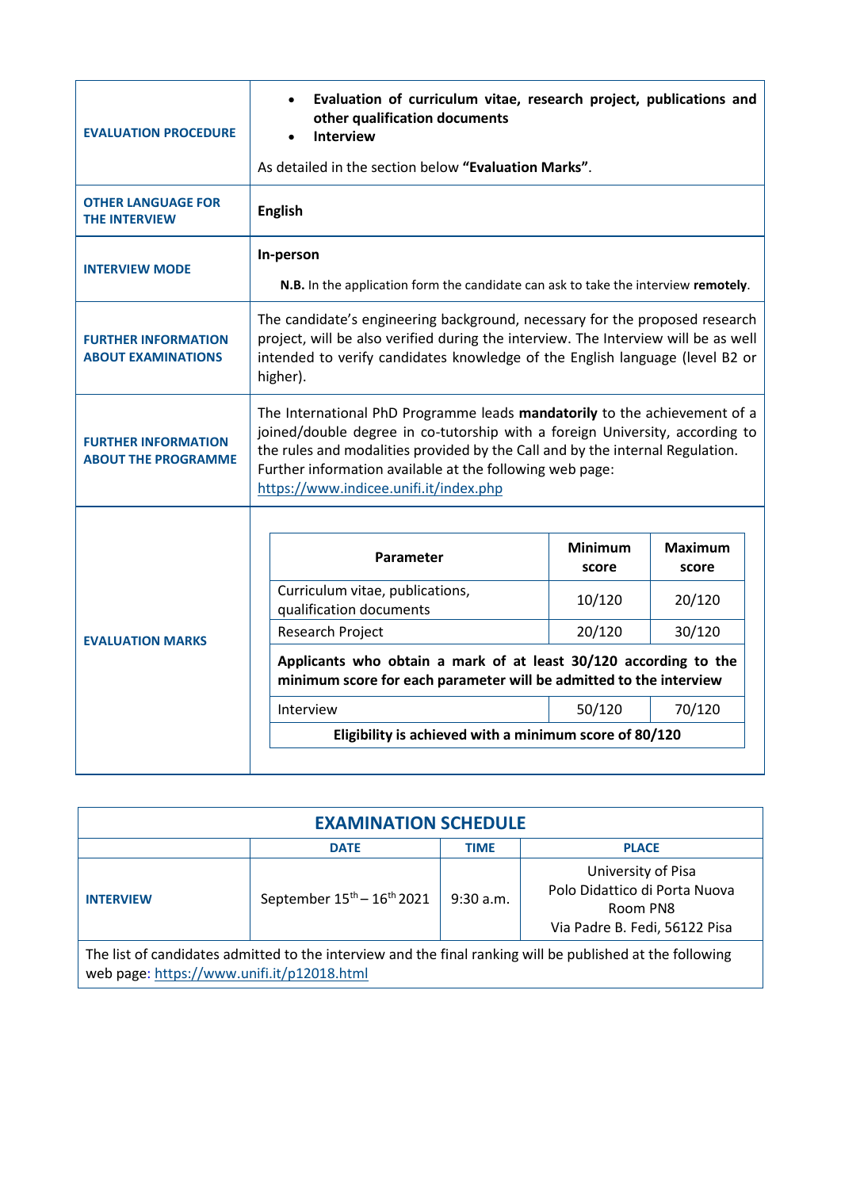| | |
|---|---|
| **EVALUATION PROCEDURE** | • **Evaluation of curriculum vitae, research project, publications and other qualification documents**<br>• **Interview**<br><br>As detailed in the section below **"Evaluation Marks"**. |
| **OTHER LANGUAGE FOR THE INTERVIEW** | **English** |
| **INTERVIEW MODE** | **In-person**<br><br>**N.B.** In the application form the candidate can ask to take the interview **remotely**. |
| **FURTHER INFORMATION ABOUT EXAMINATIONS** | The candidate's engineering background, necessary for the proposed research project, will be also verified during the interview. The Interview will be as well intended to verify candidates knowledge of the English language (level B2 or higher). |
| **FURTHER INFORMATION ABOUT THE PROGRAMME** | The International PhD Programme leads **mandatorily** to the achievement of a joined/double degree in co-tutorship with a foreign University, according to the rules and modalities provided by the Call and by the internal Regulation. Further information available at the following web page: https://www.indicee.unifi.it/index.php |
| **EVALUATION MARKS** | See table below |

**EVALUATION MARKS**

| Parameter | Minimum score | Maximum score |
|---|---|---|
| Curriculum vitae, publications, qualification documents | 10/120 | 20/120 |
| Research Project | 20/120 | 30/120 |
| **Applicants who obtain a mark of at least 30/120 according to the minimum score for each parameter will be admitted to the interview** | | |
| Interview | 50/120 | 70/120 |
| **Eligibility is achieved with a minimum score of 80/120** | | |

## EXAMINATION SCHEDULE

| | DATE | TIME | PLACE |
|---|---|---|---|
| **INTERVIEW** | September 15th – 16th 2021 | 9:30 a.m. | University of Pisa<br>Polo Didattico di Porta Nuova<br>Room PN8<br>Via Padre B. Fedi, 56122 Pisa |

The list of candidates admitted to the interview and the final ranking will be published at the following web page: https://www.unifi.it/p12018.html